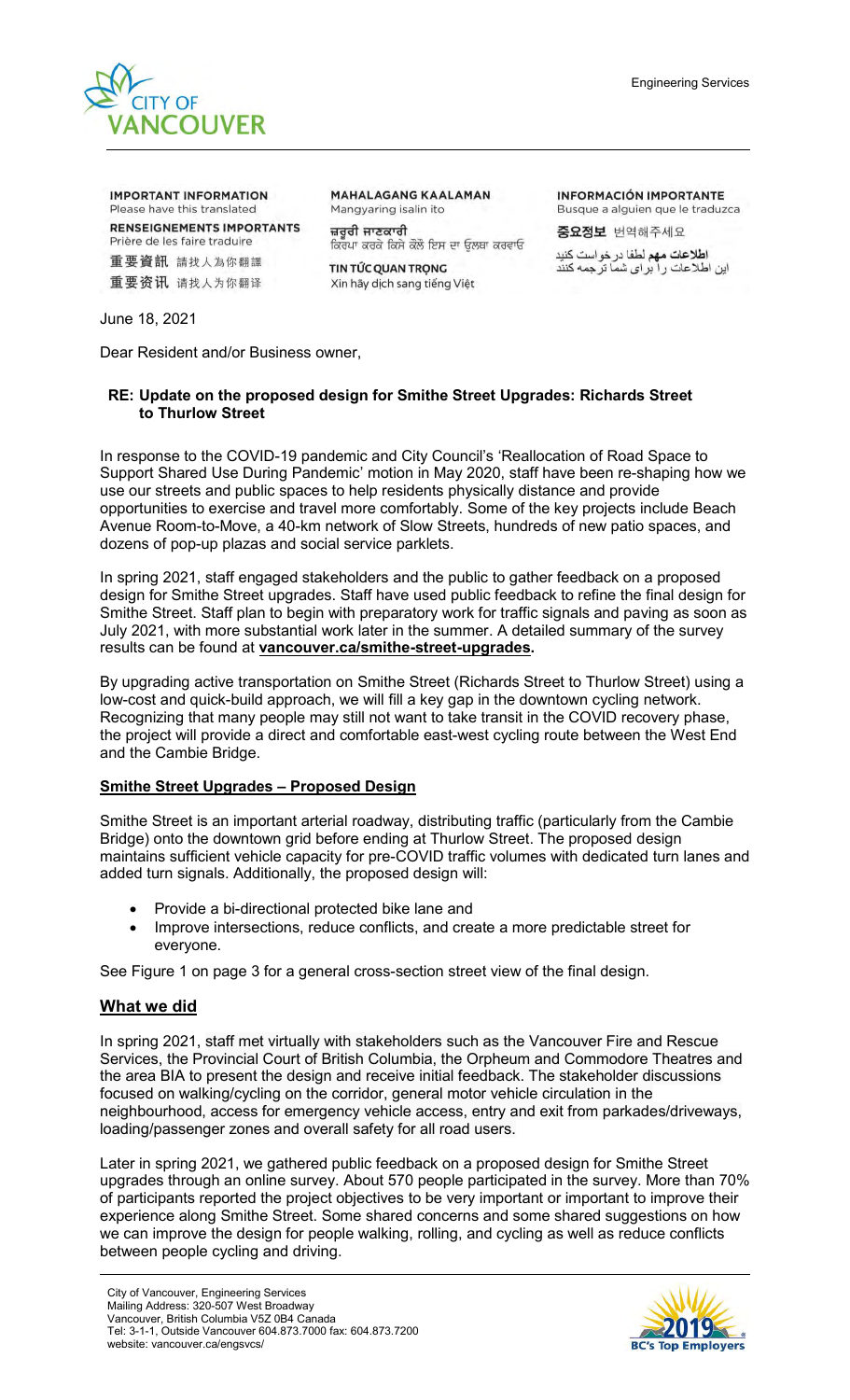Engineering Services

**IMPORTANT INFORMATION**
Please have this translated

**RENSEIGNEMENTS IMPORTANTS**
Prière de les faire traduire

**重要資訊** 請找人為你翻譯

**重要资讯** 请找人为你翻译

**MAHALAGANG KAALAMAN**
Mangyaring isalin ito

**ਜ਼ਰੂਰੀ ਜਾਣਕਾਰੀ**
ਕਿਰਪਾ ਕਰਕੇ ਕਿਸੇ ਕੋਲੋ ਇਸ ਦਾ ਉਲਥਾ ਕਰਵਾਓ

**TIN TỨC QUAN TRỌNG**
Xin hãy dịch sang tiếng Việt

**INFORMACIÓN IMPORTANTE**
Busque a alguien que le traduzca

**중요정보** 번역해주세요

**اطلاعات مهم** لطفا درخواست کنید
این اطلاعات را برای شما ترجمه کنند

June 18, 2021

Dear Resident and/or Business owner,

**RE: Update on the proposed design for Smithe Street Upgrades: Richards Street to Thurlow Street**

In response to the COVID-19 pandemic and City Council's 'Reallocation of Road Space to Support Shared Use During Pandemic' motion in May 2020, staff have been re-shaping how we use our streets and public spaces to help residents physically distance and provide opportunities to exercise and travel more comfortably. Some of the key projects include Beach Avenue Room-to-Move, a 40-km network of Slow Streets, hundreds of new patio spaces, and dozens of pop-up plazas and social service parklets.

In spring 2021, staff engaged stakeholders and the public to gather feedback on a proposed design for Smithe Street upgrades. Staff have used public feedback to refine the final design for Smithe Street. Staff plan to begin with preparatory work for traffic signals and paving as soon as July 2021, with more substantial work later in the summer. A detailed summary of the survey results can be found at **vancouver.ca/smithe-street-upgrades.**

By upgrading active transportation on Smithe Street (Richards Street to Thurlow Street) using a low-cost and quick-build approach, we will fill a key gap in the downtown cycling network. Recognizing that many people may still not want to take transit in the COVID recovery phase, the project will provide a direct and comfortable east-west cycling route between the West End and the Cambie Bridge.

## Smithe Street Upgrades – Proposed Design

Smithe Street is an important arterial roadway, distributing traffic (particularly from the Cambie Bridge) onto the downtown grid before ending at Thurlow Street. The proposed design maintains sufficient vehicle capacity for pre-COVID traffic volumes with dedicated turn lanes and added turn signals. Additionally, the proposed design will:

- Provide a bi-directional protected bike lane and
- Improve intersections, reduce conflicts, and create a more predictable street for everyone.

See Figure 1 on page 3 for a general cross-section street view of the final design.

## What we did

In spring 2021, staff met virtually with stakeholders such as the Vancouver Fire and Rescue Services, the Provincial Court of British Columbia, the Orpheum and Commodore Theatres and the area BIA to present the design and receive initial feedback. The stakeholder discussions focused on walking/cycling on the corridor, general motor vehicle circulation in the neighbourhood, access for emergency vehicle access, entry and exit from parkades/driveways, loading/passenger zones and overall safety for all road users.

Later in spring 2021, we gathered public feedback on a proposed design for Smithe Street upgrades through an online survey. About 570 people participated in the survey. More than 70% of participants reported the project objectives to be very important or important to improve their experience along Smithe Street. Some shared concerns and some shared suggestions on how we can improve the design for people walking, rolling, and cycling as well as reduce conflicts between people cycling and driving.

City of Vancouver, Engineering Services
Mailing Address: 320-507 West Broadway
Vancouver, British Columbia V5Z 0B4 Canada
Tel: 3-1-1, Outside Vancouver 604.873.7000 fax: 604.873.7200
website: vancouver.ca/engsvcs/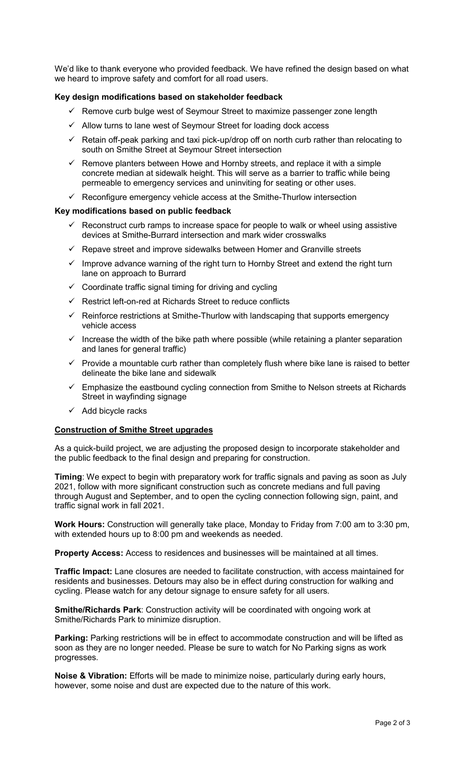We'd like to thank everyone who provided feedback. We have refined the design based on what we heard to improve safety and comfort for all road users.

**Key design modifications based on stakeholder feedback**

- ✓ Remove curb bulge west of Seymour Street to maximize passenger zone length
- ✓ Allow turns to lane west of Seymour Street for loading dock access
- ✓ Retain off-peak parking and taxi pick-up/drop off on north curb rather than relocating to south on Smithe Street at Seymour Street intersection
- ✓ Remove planters between Howe and Hornby streets, and replace it with a simple concrete median at sidewalk height. This will serve as a barrier to traffic while being permeable to emergency services and uninviting for seating or other uses.
- ✓ Reconfigure emergency vehicle access at the Smithe-Thurlow intersection

**Key modifications based on public feedback**

- ✓ Reconstruct curb ramps to increase space for people to walk or wheel using assistive devices at Smithe-Burrard intersection and mark wider crosswalks
- ✓ Repave street and improve sidewalks between Homer and Granville streets
- ✓ Improve advance warning of the right turn to Hornby Street and extend the right turn lane on approach to Burrard
- ✓ Coordinate traffic signal timing for driving and cycling
- ✓ Restrict left-on-red at Richards Street to reduce conflicts
- ✓ Reinforce restrictions at Smithe-Thurlow with landscaping that supports emergency vehicle access
- ✓ Increase the width of the bike path where possible (while retaining a planter separation and lanes for general traffic)
- ✓ Provide a mountable curb rather than completely flush where bike lane is raised to better delineate the bike lane and sidewalk
- ✓ Emphasize the eastbound cycling connection from Smithe to Nelson streets at Richards Street in wayfinding signage
- ✓ Add bicycle racks

**<u>Construction of Smithe Street upgrades</u>**

As a quick-build project, we are adjusting the proposed design to incorporate stakeholder and the public feedback to the final design and preparing for construction.

**Timing**: We expect to begin with preparatory work for traffic signals and paving as soon as July 2021, follow with more significant construction such as concrete medians and full paving through August and September, and to open the cycling connection following sign, paint, and traffic signal work in fall 2021.

**Work Hours:** Construction will generally take place, Monday to Friday from 7:00 am to 3:30 pm, with extended hours up to 8:00 pm and weekends as needed.

**Property Access:** Access to residences and businesses will be maintained at all times.

**Traffic Impact:** Lane closures are needed to facilitate construction, with access maintained for residents and businesses. Detours may also be in effect during construction for walking and cycling. Please watch for any detour signage to ensure safety for all users.

**Smithe/Richards Park**: Construction activity will be coordinated with ongoing work at Smithe/Richards Park to minimize disruption.

**Parking:** Parking restrictions will be in effect to accommodate construction and will be lifted as soon as they are no longer needed. Please be sure to watch for No Parking signs as work progresses.

**Noise & Vibration:** Efforts will be made to minimize noise, particularly during early hours, however, some noise and dust are expected due to the nature of this work.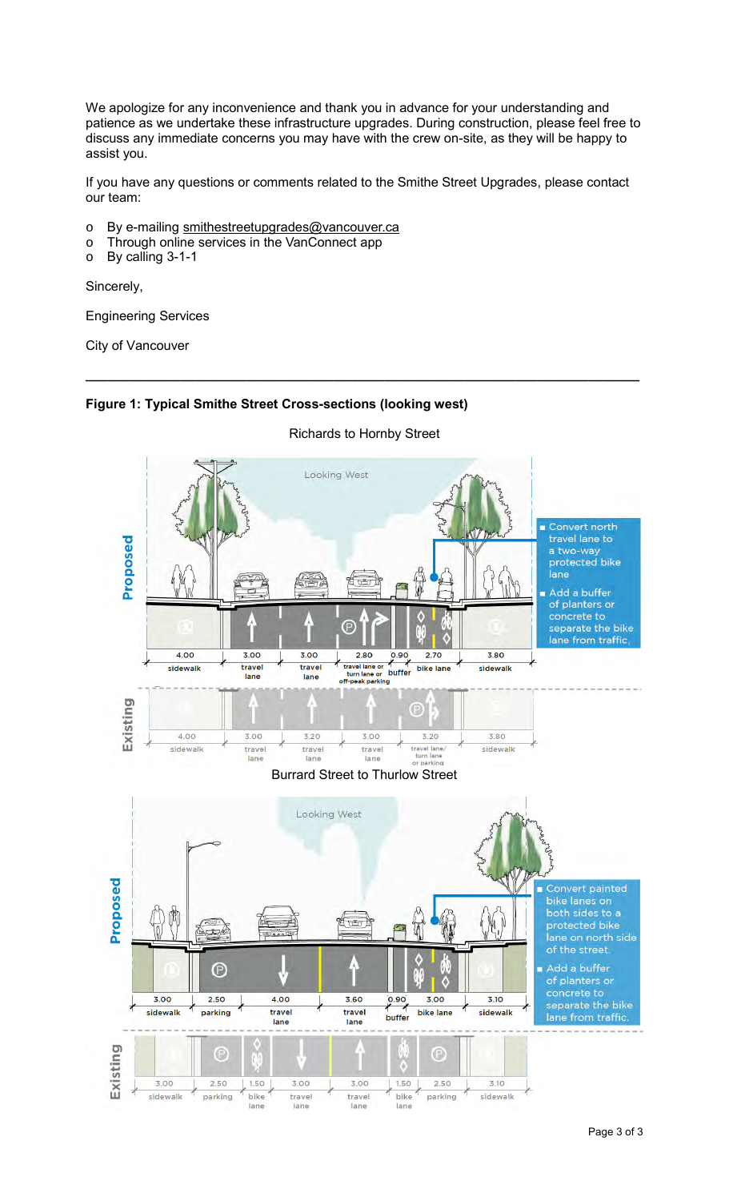We apologize for any inconvenience and thank you in advance for your understanding and patience as we undertake these infrastructure upgrades. During construction, please feel free to discuss any immediate concerns you may have with the crew on-site, as they will be happy to assist you.

If you have any questions or comments related to the Smithe Street Upgrades, please contact our team:

- By e-mailing smithestreetupgrades@vancouver.ca
- Through online services in the VanConnect app
- By calling 3-1-1

Sincerely,

Engineering Services

City of Vancouver

---

**Figure 1: Typical Smithe Street Cross-sections (looking west)**

Richards to Hornby Street

Looking West

Proposed

4.00 sidewalk
3.00 travel lane
3.00 travel lane
2.80 travel lane or turn lane or off-peak parking
0.90 buffer
2.70 bike lane
3.80 sidewalk

- Convert north travel lane to a two-way protected bike lane
- Add a buffer of planters or concrete to separate the bike lane from traffic.

Existing

4.00 sidewalk
3.00 travel lane
3.20 travel lane
3.00 travel lane
3.20 travel lane/ turn lane or parking
3.80 sidewalk

Burrard Street to Thurlow Street

Looking West

Proposed

3.00 sidewalk
2.50 parking
4.00 travel lane
3.60 travel lane
0.90 buffer
3.00 bike lane
3.10 sidewalk

- Convert painted bike lanes on both sides to a protected bike lane on north side of the street.
- Add a buffer of planters or concrete to separate the bike lane from traffic.

Existing

3.00 sidewalk
2.50 parking
1.50 bike lane
3.00 travel lane
3.00 travel lane
1.50 bike lane
2.50 parking
3.10 sidewalk